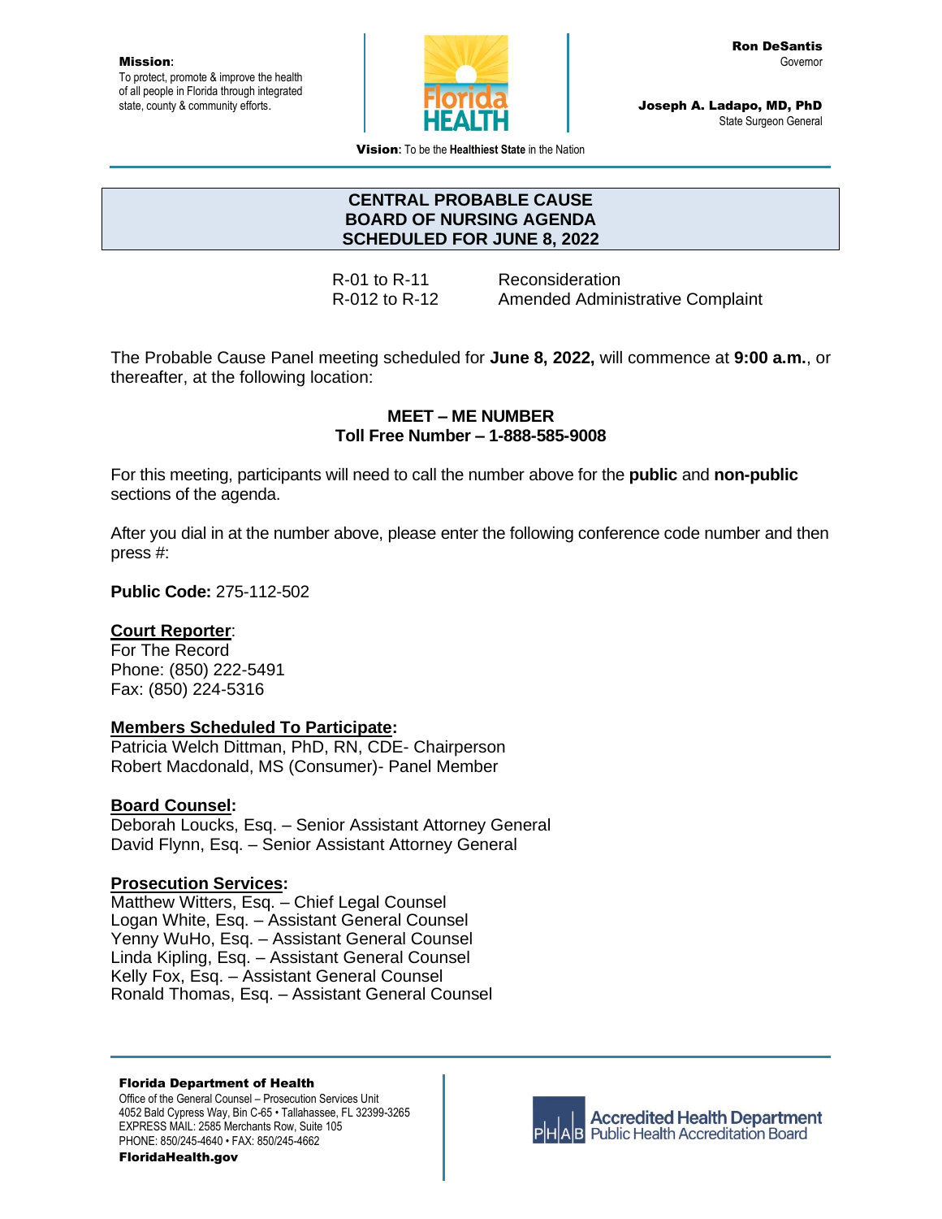**Mission**:
To protect, promote & improve the health of all people in Florida through integrated state, county & community efforts.

**Ron DeSantis**
Governor

**Joseph A. Ladapo, MD, PhD**
State Surgeon General

**Vision:** To be the **Healthiest State** in the Nation

# CENTRAL PROBABLE CAUSE BOARD OF NURSING AGENDA SCHEDULED FOR JUNE 8, 2022

| | |
|---|---|
| R-01 to R-11 | Reconsideration |
| R-012 to R-12 | Amended Administrative Complaint |

The Probable Cause Panel meeting scheduled for **June 8, 2022,** will commence at **9:00 a.m.**, or thereafter, at the following location:

**MEET – ME NUMBER**
**Toll Free Number – 1-888-585-9008**

For this meeting, participants will need to call the number above for the **public** and **non-public** sections of the agenda.

After you dial in at the number above, please enter the following conference code number and then press #:

**Public Code:** 275-112-502

**Court Reporter**:
For The Record
Phone: (850) 222-5491
Fax: (850) 224-5316

**Members Scheduled To Participate:**
Patricia Welch Dittman, PhD, RN, CDE- Chairperson
Robert Macdonald, MS (Consumer)- Panel Member

**Board Counsel:**
Deborah Loucks, Esq. – Senior Assistant Attorney General
David Flynn, Esq. – Senior Assistant Attorney General

**Prosecution Services:**
Matthew Witters, Esq. – Chief Legal Counsel
Logan White, Esq. – Assistant General Counsel
Yenny WuHo, Esq. – Assistant General Counsel
Linda Kipling, Esq. – Assistant General Counsel
Kelly Fox, Esq. – Assistant General Counsel
Ronald Thomas, Esq. – Assistant General Counsel

**Florida Department of Health**
Office of the General Counsel – Prosecution Services Unit
4052 Bald Cypress Way, Bin C-65 • Tallahassee, FL 32399-3265
EXPRESS MAIL: 2585 Merchants Row, Suite 105
PHONE: 850/245-4640 • FAX: 850/245-4662
**FloridaHealth.gov**

Accredited Health Department
Public Health Accreditation Board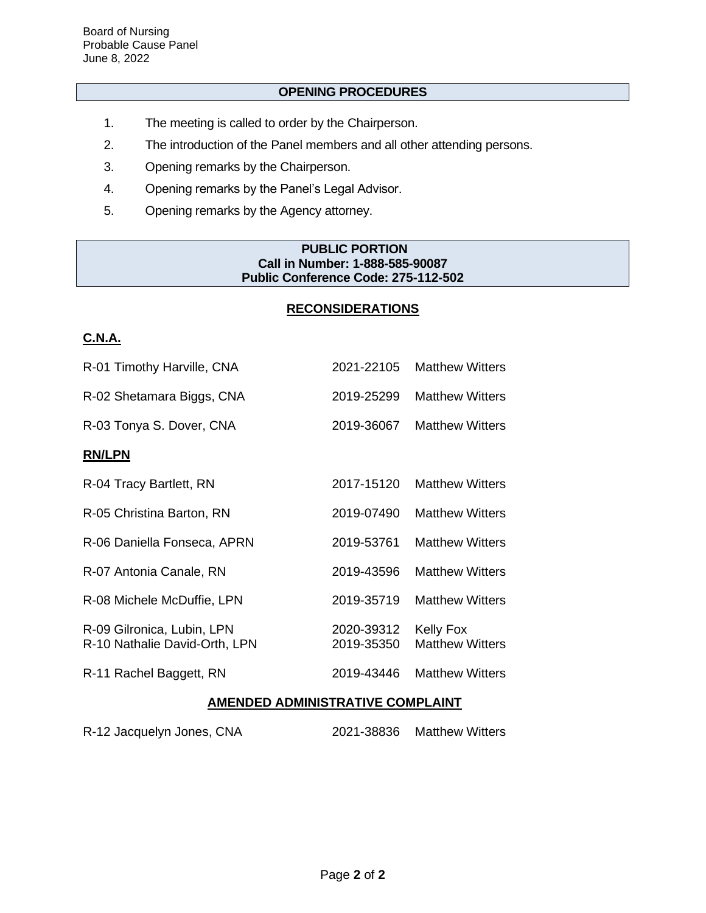Board of Nursing
Probable Cause Panel
June 8, 2022

## OPENING PROCEDURES

1. The meeting is called to order by the Chairperson.
2. The introduction of the Panel members and all other attending persons.
3. Opening remarks by the Chairperson.
4. Opening remarks by the Panel's Legal Advisor.
5. Opening remarks by the Agency attorney.

## PUBLIC PORTION

**Call in Number: 1-888-585-90087**
**Public Conference Code: 275-112-502**

### RECONSIDERATIONS

**C.N.A.**

| | | |
|---|---|---|
| R-01 Timothy Harville, CNA | 2021-22105 | Matthew Witters |
| R-02 Shetamara Biggs, CNA | 2019-25299 | Matthew Witters |
| R-03 Tonya S. Dover, CNA | 2019-36067 | Matthew Witters |

**RN/LPN**

| | | |
|---|---|---|
| R-04 Tracy Bartlett, RN | 2017-15120 | Matthew Witters |
| R-05 Christina Barton, RN | 2019-07490 | Matthew Witters |
| R-06 Daniella Fonseca, APRN | 2019-53761 | Matthew Witters |
| R-07 Antonia Canale, RN | 2019-43596 | Matthew Witters |
| R-08 Michele McDuffie, LPN | 2019-35719 | Matthew Witters |
| R-09 Gilronica, Lubin, LPN | 2020-39312 | Kelly Fox |
| R-10 Nathalie David-Orth, LPN | 2019-35350 | Matthew Witters |
| R-11 Rachel Baggett, RN | 2019-43446 | Matthew Witters |

### AMENDED ADMINISTRATIVE COMPLAINT

| | | |
|---|---|---|
| R-12 Jacquelyn Jones, CNA | 2021-38836 | Matthew Witters |